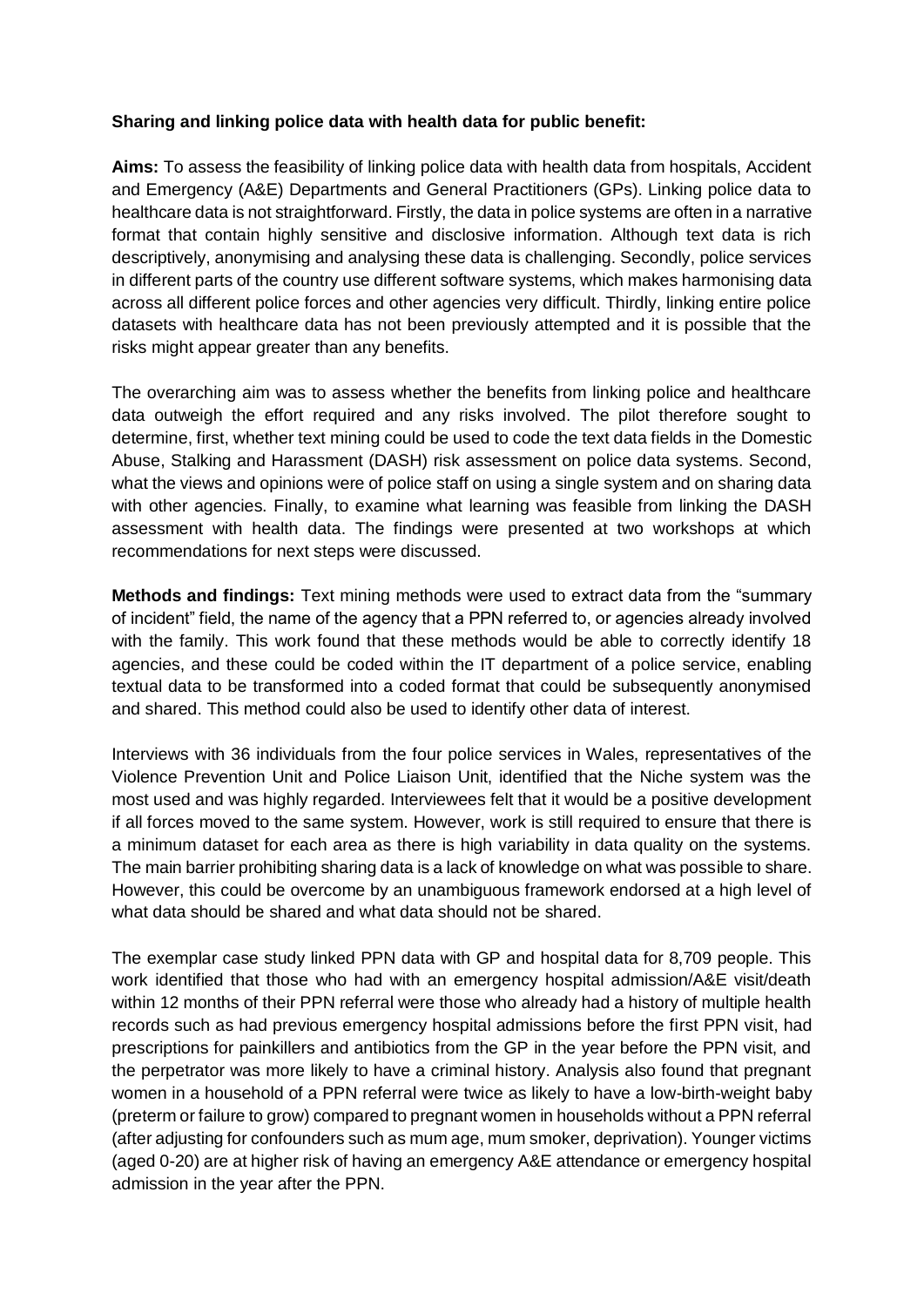**Sharing and linking police data with health data for public benefit:**

**Aims:** To assess the feasibility of linking police data with health data from hospitals, Accident and Emergency (A&E) Departments and General Practitioners (GPs). Linking police data to healthcare data is not straightforward. Firstly, the data in police systems are often in a narrative format that contain highly sensitive and disclosive information. Although text data is rich descriptively, anonymising and analysing these data is challenging. Secondly, police services in different parts of the country use different software systems, which makes harmonising data across all different police forces and other agencies very difficult. Thirdly, linking entire police datasets with healthcare data has not been previously attempted and it is possible that the risks might appear greater than any benefits.

The overarching aim was to assess whether the benefits from linking police and healthcare data outweigh the effort required and any risks involved. The pilot therefore sought to determine, first, whether text mining could be used to code the text data fields in the Domestic Abuse, Stalking and Harassment (DASH) risk assessment on police data systems. Second, what the views and opinions were of police staff on using a single system and on sharing data with other agencies. Finally, to examine what learning was feasible from linking the DASH assessment with health data. The findings were presented at two workshops at which recommendations for next steps were discussed.

**Methods and findings:** Text mining methods were used to extract data from the "summary of incident" field, the name of the agency that a PPN referred to, or agencies already involved with the family. This work found that these methods would be able to correctly identify 18 agencies, and these could be coded within the IT department of a police service, enabling textual data to be transformed into a coded format that could be subsequently anonymised and shared. This method could also be used to identify other data of interest.

Interviews with 36 individuals from the four police services in Wales, representatives of the Violence Prevention Unit and Police Liaison Unit, identified that the Niche system was the most used and was highly regarded. Interviewees felt that it would be a positive development if all forces moved to the same system. However, work is still required to ensure that there is a minimum dataset for each area as there is high variability in data quality on the systems. The main barrier prohibiting sharing data is a lack of knowledge on what was possible to share. However, this could be overcome by an unambiguous framework endorsed at a high level of what data should be shared and what data should not be shared.

The exemplar case study linked PPN data with GP and hospital data for 8,709 people. This work identified that those who had with an emergency hospital admission/A&E visit/death within 12 months of their PPN referral were those who already had a history of multiple health records such as had previous emergency hospital admissions before the first PPN visit, had prescriptions for painkillers and antibiotics from the GP in the year before the PPN visit, and the perpetrator was more likely to have a criminal history. Analysis also found that pregnant women in a household of a PPN referral were twice as likely to have a low-birth-weight baby (preterm or failure to grow) compared to pregnant women in households without a PPN referral (after adjusting for confounders such as mum age, mum smoker, deprivation). Younger victims (aged 0-20) are at higher risk of having an emergency A&E attendance or emergency hospital admission in the year after the PPN.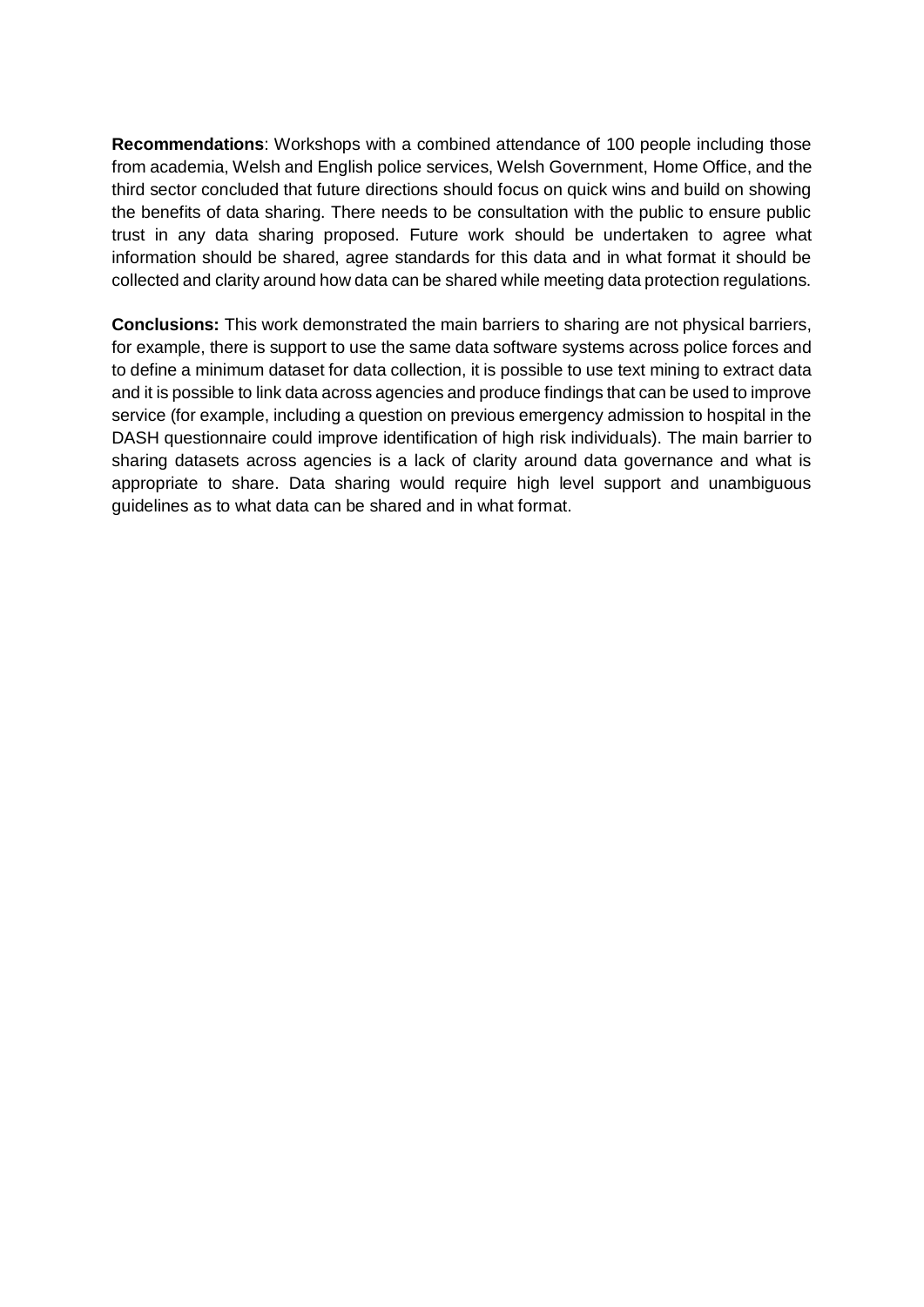**Recommendations**: Workshops with a combined attendance of 100 people including those from academia, Welsh and English police services, Welsh Government, Home Office, and the third sector concluded that future directions should focus on quick wins and build on showing the benefits of data sharing. There needs to be consultation with the public to ensure public trust in any data sharing proposed. Future work should be undertaken to agree what information should be shared, agree standards for this data and in what format it should be collected and clarity around how data can be shared while meeting data protection regulations.

**Conclusions:** This work demonstrated the main barriers to sharing are not physical barriers, for example, there is support to use the same data software systems across police forces and to define a minimum dataset for data collection, it is possible to use text mining to extract data and it is possible to link data across agencies and produce findings that can be used to improve service (for example, including a question on previous emergency admission to hospital in the DASH questionnaire could improve identification of high risk individuals). The main barrier to sharing datasets across agencies is a lack of clarity around data governance and what is appropriate to share. Data sharing would require high level support and unambiguous guidelines as to what data can be shared and in what format.